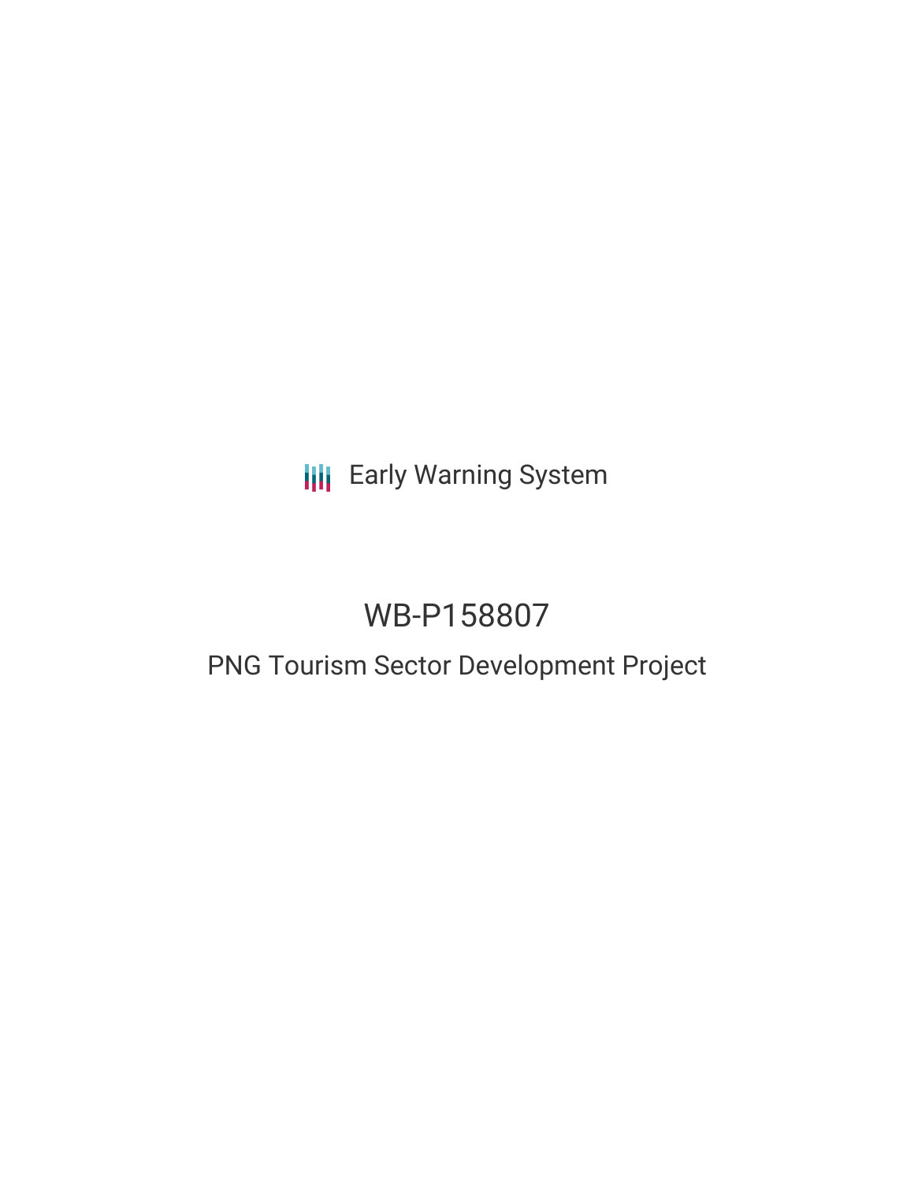Early Warning System

# WB-P158807

## PNG Tourism Sector Development Project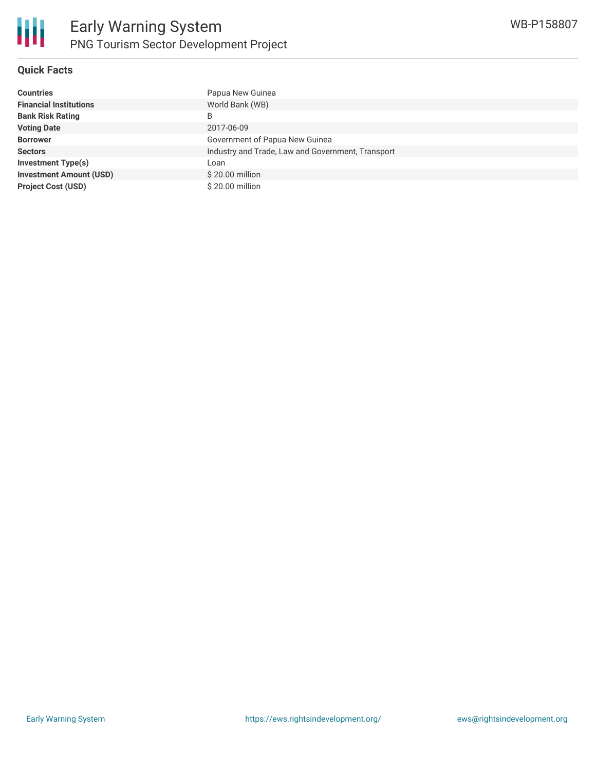# Early Warning System

## PNG Tourism Sector Development Project

WB-P158807

### Quick Facts

| | |
|---|---|
| **Countries** | Papua New Guinea |
| **Financial Institutions** | World Bank (WB) |
| **Bank Risk Rating** | B |
| **Voting Date** | 2017-06-09 |
| **Borrower** | Government of Papua New Guinea |
| **Sectors** | Industry and Trade, Law and Government, Transport |
| **Investment Type(s)** | Loan |
| **Investment Amount (USD)** | $ 20.00 million |
| **Project Cost (USD)** | $ 20.00 million |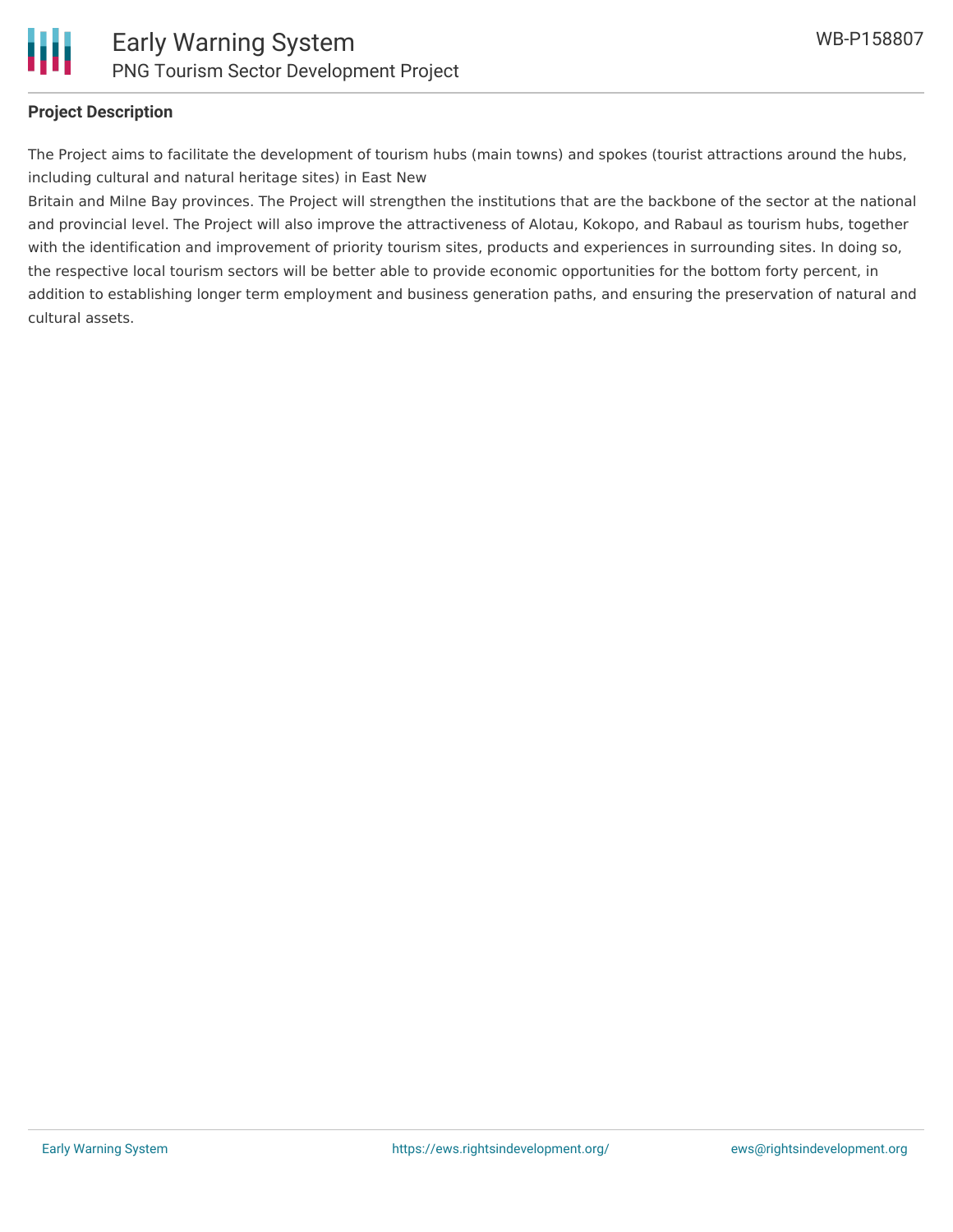**Project Description**

The Project aims to facilitate the development of tourism hubs (main towns) and spokes (tourist attractions around the hubs, including cultural and natural heritage sites) in East New Britain and Milne Bay provinces. The Project will strengthen the institutions that are the backbone of the sector at the national and provincial level. The Project will also improve the attractiveness of Alotau, Kokopo, and Rabaul as tourism hubs, together with the identification and improvement of priority tourism sites, products and experiences in surrounding sites. In doing so, the respective local tourism sectors will be better able to provide economic opportunities for the bottom forty percent, in addition to establishing longer term employment and business generation paths, and ensuring the preservation of natural and cultural assets.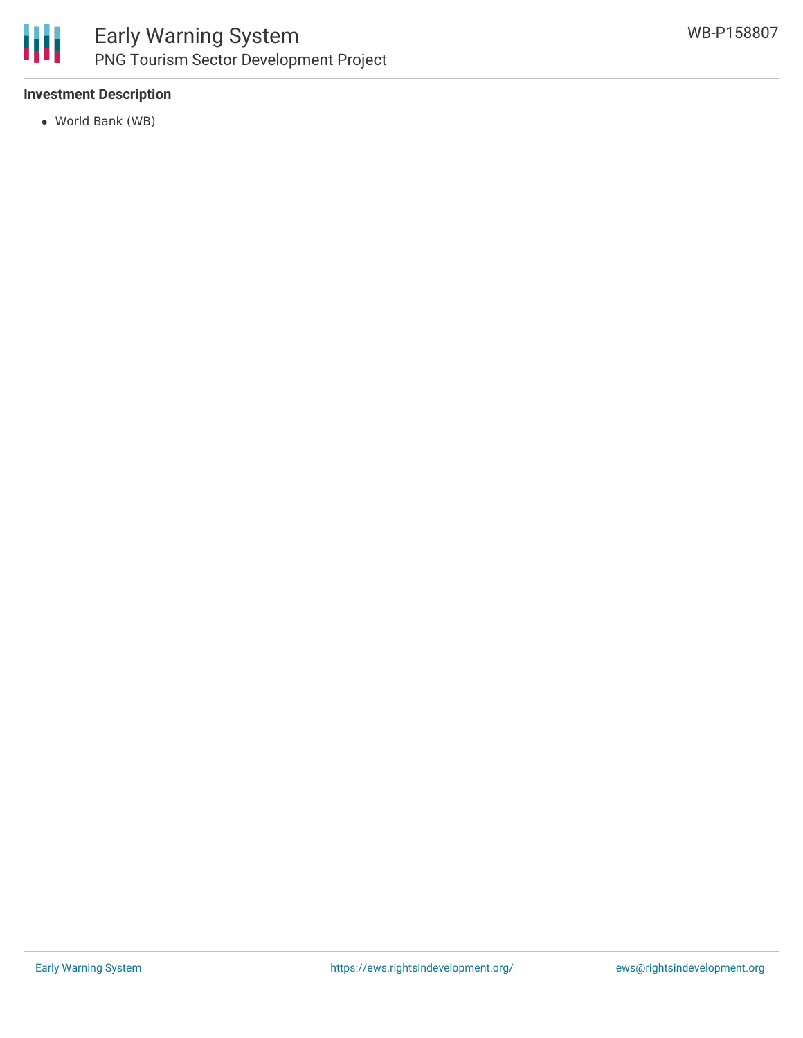**Investment Description**

- World Bank (WB)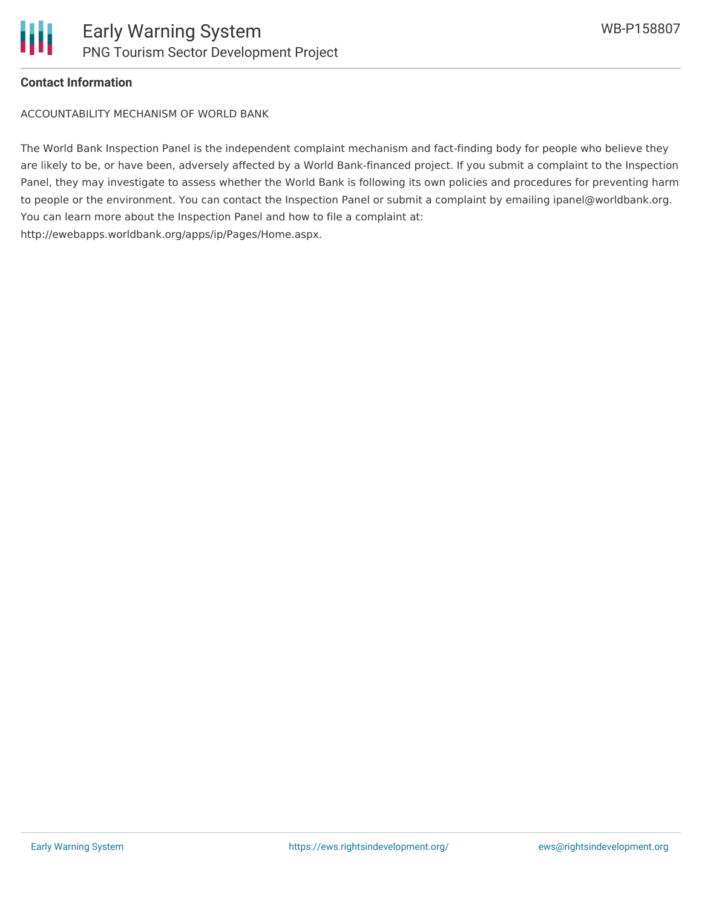**Contact Information**

ACCOUNTABILITY MECHANISM OF WORLD BANK

The World Bank Inspection Panel is the independent complaint mechanism and fact-finding body for people who believe they are likely to be, or have been, adversely affected by a World Bank-financed project. If you submit a complaint to the Inspection Panel, they may investigate to assess whether the World Bank is following its own policies and procedures for preventing harm to people or the environment. You can contact the Inspection Panel or submit a complaint by emailing ipanel@worldbank.org. You can learn more about the Inspection Panel and how to file a complaint at: http://ewebapps.worldbank.org/apps/ip/Pages/Home.aspx.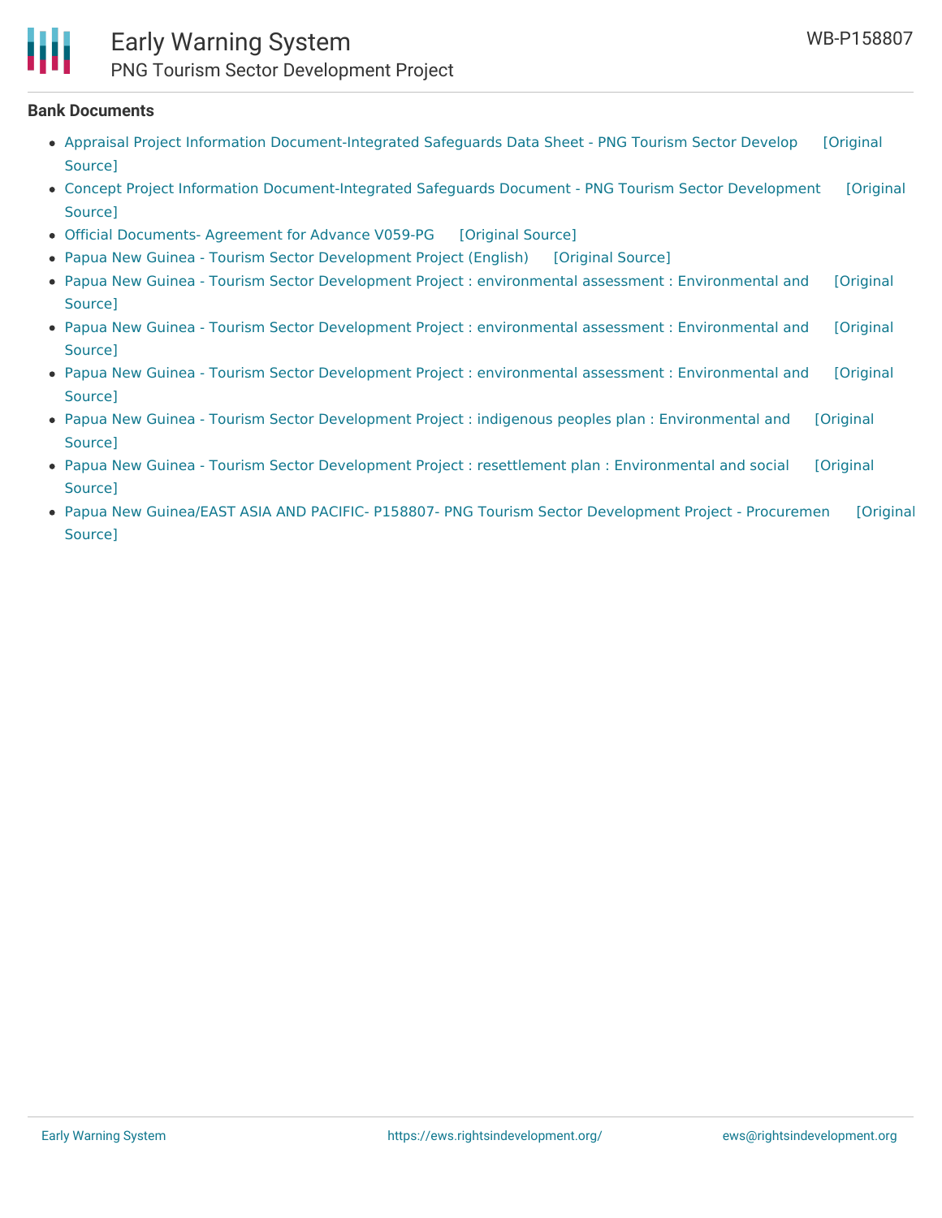**Bank Documents**

- Appraisal Project Information Document-Integrated Safeguards Data Sheet - PNG Tourism Sector Develop [Original Source]
- Concept Project Information Document-Integrated Safeguards Document - PNG Tourism Sector Development [Original Source]
- Official Documents- Agreement for Advance V059-PG [Original Source]
- Papua New Guinea - Tourism Sector Development Project (English) [Original Source]
- Papua New Guinea - Tourism Sector Development Project : environmental assessment : Environmental and [Original Source]
- Papua New Guinea - Tourism Sector Development Project : environmental assessment : Environmental and [Original Source]
- Papua New Guinea - Tourism Sector Development Project : environmental assessment : Environmental and [Original Source]
- Papua New Guinea - Tourism Sector Development Project : indigenous peoples plan : Environmental and [Original Source]
- Papua New Guinea - Tourism Sector Development Project : resettlement plan : Environmental and social [Original Source]
- Papua New Guinea/EAST ASIA AND PACIFIC- P158807- PNG Tourism Sector Development Project - Procuremen [Original Source]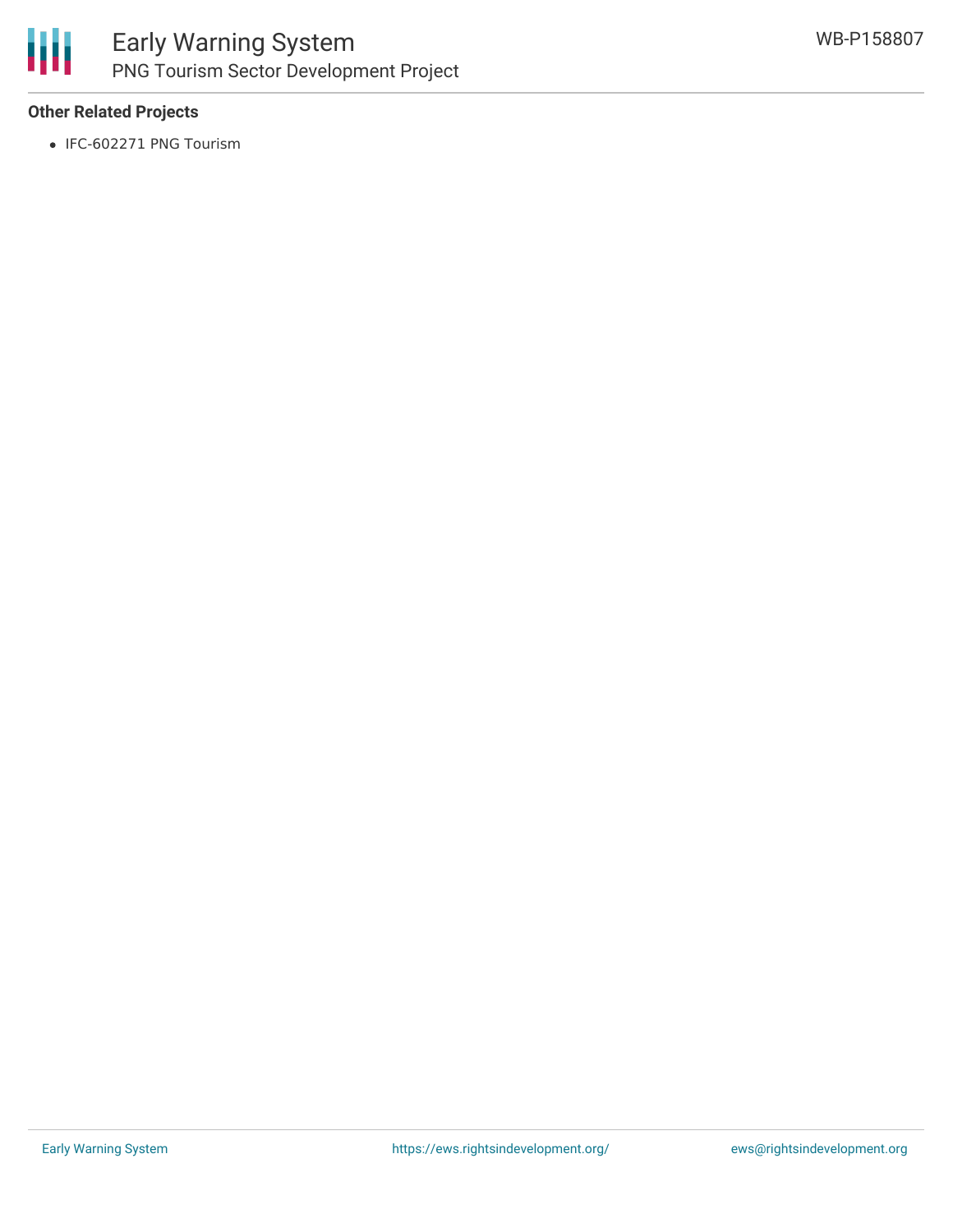**Other Related Projects**

- IFC-602271 PNG Tourism